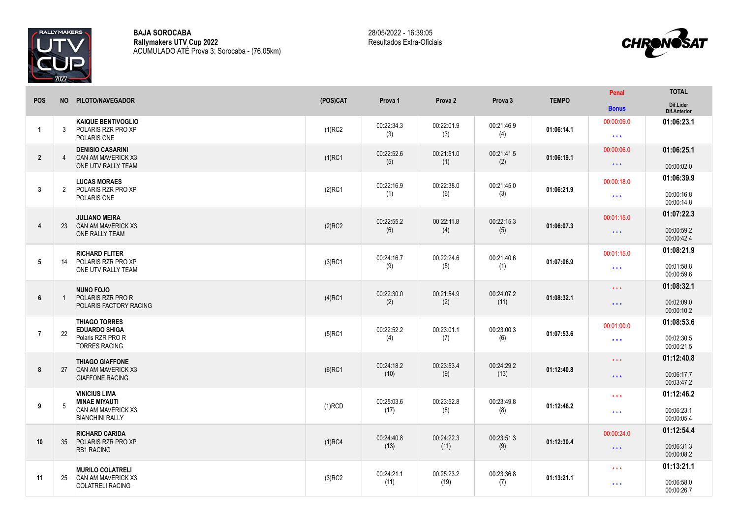**BAJA SOROCABA**
**Rallymakers UTV Cup 2022**
ACUMULADO ATÉ Prova 3: Sorocaba - (76.05km)

28/05/2022 - 16:39:05
Resultados Extra-Oficiais

| POS | NO | PILOTO/NAVEGADOR | (POS)CAT | Prova 1 | Prova 2 | Prova 3 | TEMPO | Penal / Bonus | TOTAL / Dif.Lider / Dif.Anterior |
|---|---|---|---|---|---|---|---|---|---|
| 1 | 3 | **KAIQUE BENTIVOGLIO**<br>POLARIS RZR PRO XP<br>POLARIS ONE | (1)RC2 | 00:22:34.3<br>(3) | 00:22:01.9<br>(3) | 00:21:46.9<br>(4) | **01:06:14.1** | 00:00:09.0<br>* * * | **01:06:23.1** |
| 2 | 4 | **DENISIO CASARINI**<br>CAN AM MAVERICK X3<br>ONE UTV RALLY TEAM | (1)RC1 | 00:22:52.6<br>(5) | 00:21:51.0<br>(1) | 00:21:41.5<br>(2) | **01:06:19.1** | 00:00:06.0<br>* * * | **01:06:25.1**<br>00:00:02.0 |
| 3 | 2 | **LUCAS MORAES**<br>POLARIS RZR PRO XP<br>POLARIS ONE | (2)RC1 | 00:22:16.9<br>(1) | 00:22:38.0<br>(6) | 00:21:45.0<br>(3) | **01:06:21.9** | 00:00:18.0<br>* * * | **01:06:39.9**<br>00:00:16.8<br>00:00:14.8 |
| 4 | 23 | **JULIANO MEIRA**<br>CAN AM MAVERICK X3<br>ONE RALLY TEAM | (2)RC2 | 00:22:55.2<br>(6) | 00:22:11.8<br>(4) | 00:22:15.3<br>(5) | **01:06:07.3** | 00:01:15.0<br>* * * | **01:07:22.3**<br>00:00:59.2<br>00:00:42.4 |
| 5 | 14 | **RICHARD FLITER**<br>POLARIS RZR PRO XP<br>ONE UTV RALLY TEAM | (3)RC1 | 00:24:16.7<br>(9) | 00:22:24.6<br>(5) | 00:21:40.6<br>(1) | **01:07:06.9** | 00:01:15.0<br>* * * | **01:08:21.9**<br>00:01:58.8<br>00:00:59.6 |
| 6 | 1 | **NUNO FOJO**<br>POLARIS RZR PRO R<br>POLARIS FACTORY RACING | (4)RC1 | 00:22:30.0<br>(2) | 00:21:54.9<br>(2) | 00:24:07.2<br>(11) | **01:08:32.1** | * * *<br>* * * | **01:08:32.1**<br>00:02:09.0<br>00:00:10.2 |
| 7 | 22 | **THIAGO TORRES**<br>**EDUARDO SHIGA**<br>Polaris RZR PRO R<br>TORRES RACING | (5)RC1 | 00:22:52.2<br>(4) | 00:23:01.1<br>(7) | 00:23:00.3<br>(6) | **01:07:53.6** | 00:01:00.0<br>* * * | **01:08:53.6**<br>00:02:30.5<br>00:00:21.5 |
| 8 | 27 | **THIAGO GIAFFONE**<br>CAN AM MAVERICK X3<br>GIAFFONE RACING | (6)RC1 | 00:24:18.2<br>(10) | 00:23:53.4<br>(9) | 00:24:29.2<br>(13) | **01:12:40.8** | * * *<br>* * * | **01:12:40.8**<br>00:06:17.7<br>00:03:47.2 |
| 9 | 5 | **VINICIUS LIMA**<br>**MINAE MIYAUTI**<br>CAN AM MAVERICK X3<br>BIANCHINI RALLY | (1)RCD | 00:25:03.6<br>(17) | 00:23:52.8<br>(8) | 00:23:49.8<br>(8) | **01:12:46.2** | * * *<br>* * * | **01:12:46.2**<br>00:06:23.1<br>00:00:05.4 |
| 10 | 35 | **RICHARD CARIDA**<br>POLARIS RZR PRO XP<br>RB1 RACING | (1)RC4 | 00:24:40.8<br>(13) | 00:24:22.3<br>(11) | 00:23:51.3<br>(9) | **01:12:30.4** | 00:00:24.0<br>* * * | **01:12:54.4**<br>00:06:31.3<br>00:00:08.2 |
| 11 | 25 | **MURILO COLATRELI**<br>CAN AM MAVERICK X3<br>COLATRELI RACING | (3)RC2 | 00:24:21.1<br>(11) | 00:25:23.2<br>(19) | 00:23:36.8<br>(7) | **01:13:21.1** | * * *<br>* * * | **01:13:21.1**<br>00:06:58.0<br>00:00:26.7 |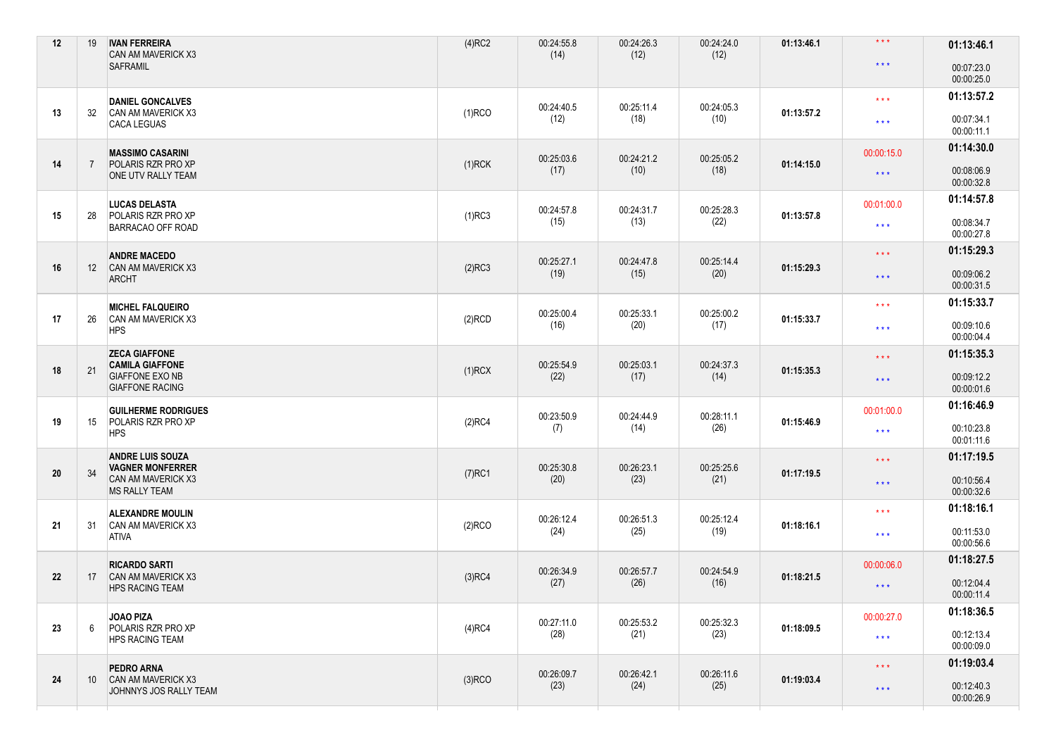| | | | | | | | | | |
|---|---|---|---|---|---|---|---|---|---|
| 12 | 19 | **IVAN FERREIRA**<br>CAN AM MAVERICK X3<br>SAFRAMIL | (4)RC2 | 00:24:55.8<br>(14) | 00:24:26.3<br>(12) | 00:24:24.0<br>(12) | **01:13:46.1** | * * *<br>* * * | **01:13:46.1**<br>00:07:23.0<br>00:00:25.0 |
| 13 | 32 | **DANIEL GONCALVES**<br>CAN AM MAVERICK X3<br>CACA LEGUAS | (1)RCO | 00:24:40.5<br>(12) | 00:25:11.4<br>(18) | 00:24:05.3<br>(10) | **01:13:57.2** | * * *<br>* * * | **01:13:57.2**<br>00:07:34.1<br>00:00:11.1 |
| 14 | 7 | **MASSIMO CASARINI**<br>POLARIS RZR PRO XP<br>ONE UTV RALLY TEAM | (1)RCK | 00:25:03.6<br>(17) | 00:24:21.2<br>(10) | 00:25:05.2<br>(18) | **01:14:15.0** | 00:00:15.0<br>* * * | **01:14:30.0**<br>00:08:06.9<br>00:00:32.8 |
| 15 | 28 | **LUCAS DELASTA**<br>POLARIS RZR PRO XP<br>BARRACAO OFF ROAD | (1)RC3 | 00:24:57.8<br>(15) | 00:24:31.7<br>(13) | 00:25:28.3<br>(22) | **01:13:57.8** | 00:01:00.0<br>* * * | **01:14:57.8**<br>00:08:34.7<br>00:00:27.8 |
| 16 | 12 | **ANDRE MACEDO**<br>CAN AM MAVERICK X3<br>ARCHT | (2)RC3 | 00:25:27.1<br>(19) | 00:24:47.8<br>(15) | 00:25:14.4<br>(20) | **01:15:29.3** | * * *<br>* * * | **01:15:29.3**<br>00:09:06.2<br>00:00:31.5 |
| 17 | 26 | **MICHEL FALQUEIRO**<br>CAN AM MAVERICK X3<br>HPS | (2)RCD | 00:25:00.4<br>(16) | 00:25:33.1<br>(20) | 00:25:00.2<br>(17) | **01:15:33.7** | * * *<br>* * * | **01:15:33.7**<br>00:09:10.6<br>00:00:04.4 |
| 18 | 21 | **ZECA GIAFFONE**<br>**CAMILA GIAFFONE**<br>GIAFFONE EXO NB<br>GIAFFONE RACING | (1)RCX | 00:25:54.9<br>(22) | 00:25:03.1<br>(17) | 00:24:37.3<br>(14) | **01:15:35.3** | * * *<br>* * * | **01:15:35.3**<br>00:09:12.2<br>00:00:01.6 |
| 19 | 15 | **GUILHERME RODRIGUES**<br>POLARIS RZR PRO XP<br>HPS | (2)RC4 | 00:23:50.9<br>(7) | 00:24:44.9<br>(14) | 00:28:11.1<br>(26) | **01:15:46.9** | 00:01:00.0<br>* * * | **01:16:46.9**<br>00:10:23.8<br>00:01:11.6 |
| 20 | 34 | **ANDRE LUIS SOUZA**<br>**VAGNER MONFERRER**<br>CAN AM MAVERICK X3<br>MS RALLY TEAM | (7)RC1 | 00:25:30.8<br>(20) | 00:26:23.1<br>(23) | 00:25:25.6<br>(21) | **01:17:19.5** | * * *<br>* * * | **01:17:19.5**<br>00:10:56.4<br>00:00:32.6 |
| 21 | 31 | **ALEXANDRE MOULIN**<br>CAN AM MAVERICK X3<br>ATIVA | (2)RCO | 00:26:12.4<br>(24) | 00:26:51.3<br>(25) | 00:25:12.4<br>(19) | **01:18:16.1** | * * *<br>* * * | **01:18:16.1**<br>00:11:53.0<br>00:00:56.6 |
| 22 | 17 | **RICARDO SARTI**<br>CAN AM MAVERICK X3<br>HPS RACING TEAM | (3)RC4 | 00:26:34.9<br>(27) | 00:26:57.7<br>(26) | 00:24:54.9<br>(16) | **01:18:21.5** | 00:00:06.0<br>* * * | **01:18:27.5**<br>00:12:04.4<br>00:00:11.4 |
| 23 | 6 | **JOAO PIZA**<br>POLARIS RZR PRO XP<br>HPS RACING TEAM | (4)RC4 | 00:27:11.0<br>(28) | 00:25:53.2<br>(21) | 00:25:32.3<br>(23) | **01:18:09.5** | 00:00:27.0<br>* * * | **01:18:36.5**<br>00:12:13.4<br>00:00:09.0 |
| 24 | 10 | **PEDRO ARNA**<br>CAN AM MAVERICK X3<br>JOHNNYS JOS RALLY TEAM | (3)RCO | 00:26:09.7<br>(23) | 00:26:42.1<br>(24) | 00:26:11.6<br>(25) | **01:19:03.4** | * * *<br>* * * | **01:19:03.4**<br>00:12:40.3<br>00:00:26.9 |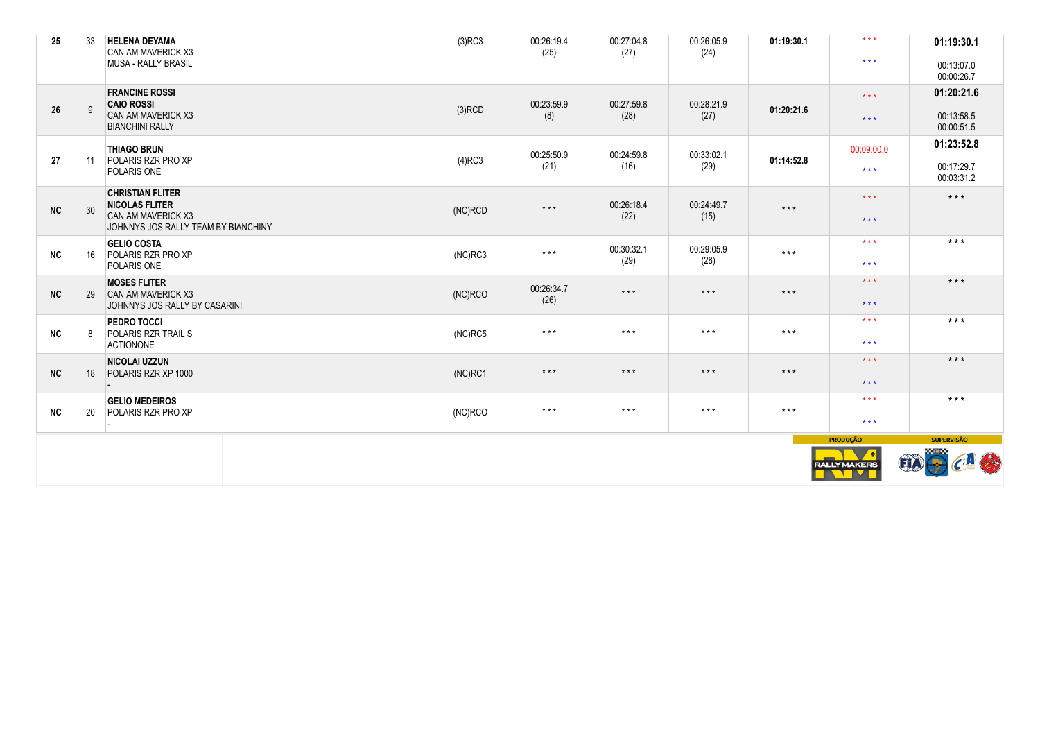| | | | | | | | | | |
|---|---|---|---|---|---|---|---|---|---|
| 25 | 33 | **HELENA DEYAMA**<br>CAN AM MAVERICK X3<br>MUSA - RALLY BRASIL | (3)RC3 | 00:26:19.4<br>(25) | 00:27:04.8<br>(27) | 00:26:05.9<br>(24) | **01:19:30.1** | * * *<br>* * * | **01:19:30.1**<br>00:13:07.0<br>00:00:26.7 |
| 26 | 9 | **FRANCINE ROSSI**<br>**CAIO ROSSI**<br>CAN AM MAVERICK X3<br>BIANCHINI RALLY | (3)RCD | 00:23:59.9<br>(8) | 00:27:59.8<br>(28) | 00:28:21.9<br>(27) | **01:20:21.6** | * * *<br>* * * | **01:20:21.6**<br>00:13:58.5<br>00:00:51.5 |
| 27 | 11 | **THIAGO BRUN**<br>POLARIS RZR PRO XP<br>POLARIS ONE | (4)RC3 | 00:25:50.9<br>(21) | 00:24:59.8<br>(16) | 00:33:02.1<br>(29) | **01:14:52.8** | 00:09:00.0<br>* * * | **01:23:52.8**<br>00:17:29.7<br>00:03:31.2 |
| NC | 30 | **CHRISTIAN FLITER**<br>**NICOLAS FLITER**<br>CAN AM MAVERICK X3<br>JOHNNYS JOS RALLY TEAM BY BIANCHINY | (NC)RCD | * * * | 00:26:18.4<br>(22) | 00:24:49.7<br>(15) | * * * | * * *<br>* * * | * * * |
| NC | 16 | **GELIO COSTA**<br>POLARIS RZR PRO XP<br>POLARIS ONE | (NC)RC3 | * * * | 00:30:32.1<br>(29) | 00:29:05.9<br>(28) | * * * | * * *<br>* * * | * * * |
| NC | 29 | **MOSES FLITER**<br>CAN AM MAVERICK X3<br>JOHNNYS JOS RALLY BY CASARINI | (NC)RCO | 00:26:34.7<br>(26) | * * * | * * * | * * * | * * *<br>* * * | * * * |
| NC | 8 | **PEDRO TOCCI**<br>POLARIS RZR TRAIL S<br>ACTIONONE | (NC)RC5 | * * * | * * * | * * * | * * * | * * *<br>* * * | * * * |
| NC | 18 | **NICOLAI UZZUN**<br>POLARIS RZR XP 1000<br>- | (NC)RC1 | * * * | * * * | * * * | * * * | * * *<br>* * * | * * * |
| NC | 20 | **GELIO MEDEIROS**<br>POLARIS RZR PRO XP<br>- | (NC)RCO | * * * | * * * | * * * | * * * | * * *<br>* * * | * * * |

PRODUÇÃO
RALLY MAKERS

SUPERVISÃO